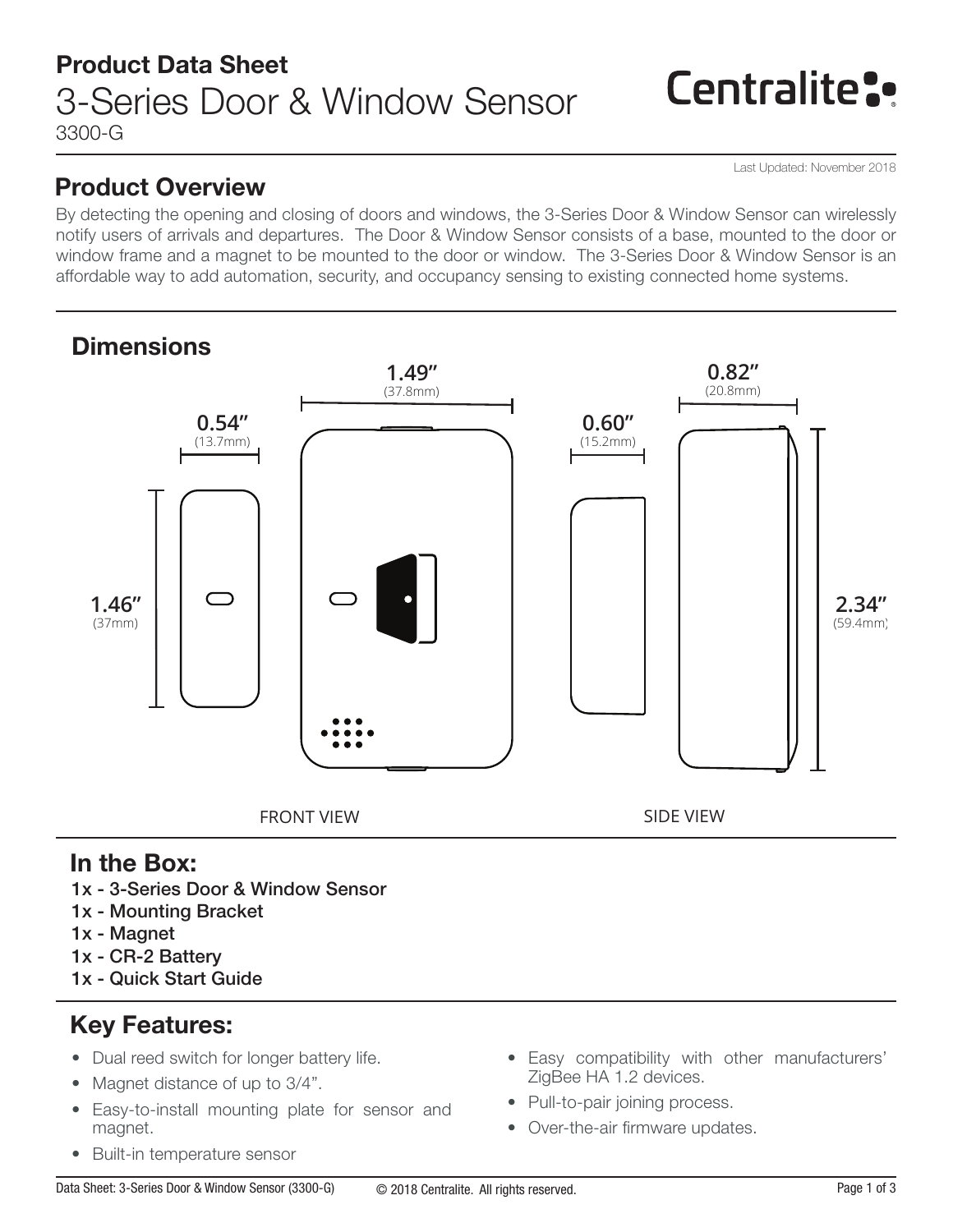## Product Data Sheet

# 3-Series Door & Window Sensor

3300-G

Centralite

Last Updated: November 2018

## Product Overview

By detecting the opening and closing of doors and windows, the 3-Series Door & Window Sensor can wirelessly notify users of arrivals and departures. The Door & Window Sensor consists of a base, mounted to the door or window frame and a magnet to be mounted to the door or window. The 3-Series Door & Window Sensor is an affordable way to add automation, security, and occupancy sensing to existing connected home systems.

## Dimensions

1.49" (37.8mm)

0.54" (13.7mm)

1.46" (37mm)

0.82" (20.8mm)

0.60" (15.2mm)

2.34" (59.4mm)

FRONT VIEW

SIDE VIEW

## In the Box:

**1x - 3-Series Door & Window Sensor**
**1x - Mounting Bracket**
**1x - Magnet**
**1x - CR-2 Battery**
**1x - Quick Start Guide**

## Key Features:

- Dual reed switch for longer battery life.
- Magnet distance of up to 3/4".
- Easy-to-install mounting plate for sensor and magnet.
- Built-in temperature sensor
- Easy compatibility with other manufacturers' ZigBee HA 1.2 devices.
- Pull-to-pair joining process.
- Over-the-air firmware updates.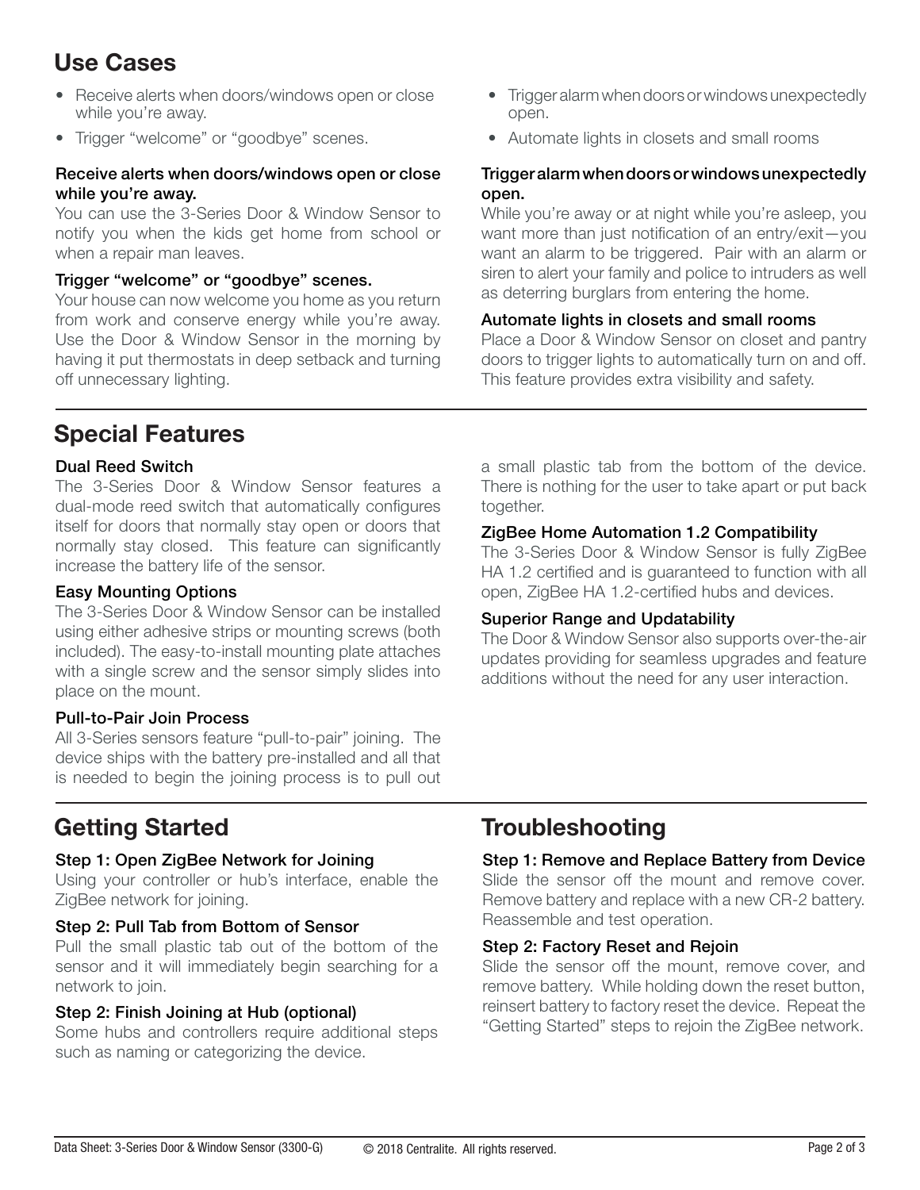## Use Cases

- Receive alerts when doors/windows open or close while you're away.
- Trigger "welcome" or "goodbye" scenes.
- Trigger alarm when doors or windows unexpectedly open.
- Automate lights in closets and small rooms

### Receive alerts when doors/windows open or close while you're away.

You can use the 3-Series Door & Window Sensor to notify you when the kids get home from school or when a repair man leaves.

### Trigger "welcome" or "goodbye" scenes.

Your house can now welcome you home as you return from work and conserve energy while you're away. Use the Door & Window Sensor in the morning by having it put thermostats in deep setback and turning off unnecessary lighting.

### Trigger alarm when doors or windows unexpectedly open.

While you're away or at night while you're asleep, you want more than just notification of an entry/exit—you want an alarm to be triggered. Pair with an alarm or siren to alert your family and police to intruders as well as deterring burglars from entering the home.

### Automate lights in closets and small rooms

Place a Door & Window Sensor on closet and pantry doors to trigger lights to automatically turn on and off. This feature provides extra visibility and safety.

## Special Features

### Dual Reed Switch

The 3-Series Door & Window Sensor features a dual-mode reed switch that automatically configures itself for doors that normally stay open or doors that normally stay closed. This feature can significantly increase the battery life of the sensor.

### Easy Mounting Options

The 3-Series Door & Window Sensor can be installed using either adhesive strips or mounting screws (both included). The easy-to-install mounting plate attaches with a single screw and the sensor simply slides into place on the mount.

### Pull-to-Pair Join Process

All 3-Series sensors feature "pull-to-pair" joining. The device ships with the battery pre-installed and all that is needed to begin the joining process is to pull out a small plastic tab from the bottom of the device. There is nothing for the user to take apart or put back together.

### ZigBee Home Automation 1.2 Compatibility

The 3-Series Door & Window Sensor is fully ZigBee HA 1.2 certified and is guaranteed to function with all open, ZigBee HA 1.2-certified hubs and devices.

### Superior Range and Updatability

The Door & Window Sensor also supports over-the-air updates providing for seamless upgrades and feature additions without the need for any user interaction.

## Getting Started

### Step 1: Open ZigBee Network for Joining

Using your controller or hub's interface, enable the ZigBee network for joining.

### Step 2: Pull Tab from Bottom of Sensor

Pull the small plastic tab out of the bottom of the sensor and it will immediately begin searching for a network to join.

### Step 2: Finish Joining at Hub (optional)

Some hubs and controllers require additional steps such as naming or categorizing the device.

## Troubleshooting

### Step 1: Remove and Replace Battery from Device

Slide the sensor off the mount and remove cover. Remove battery and replace with a new CR-2 battery. Reassemble and test operation.

### Step 2: Factory Reset and Rejoin

Slide the sensor off the mount, remove cover, and remove battery. While holding down the reset button, reinsert battery to factory reset the device. Repeat the "Getting Started" steps to rejoin the ZigBee network.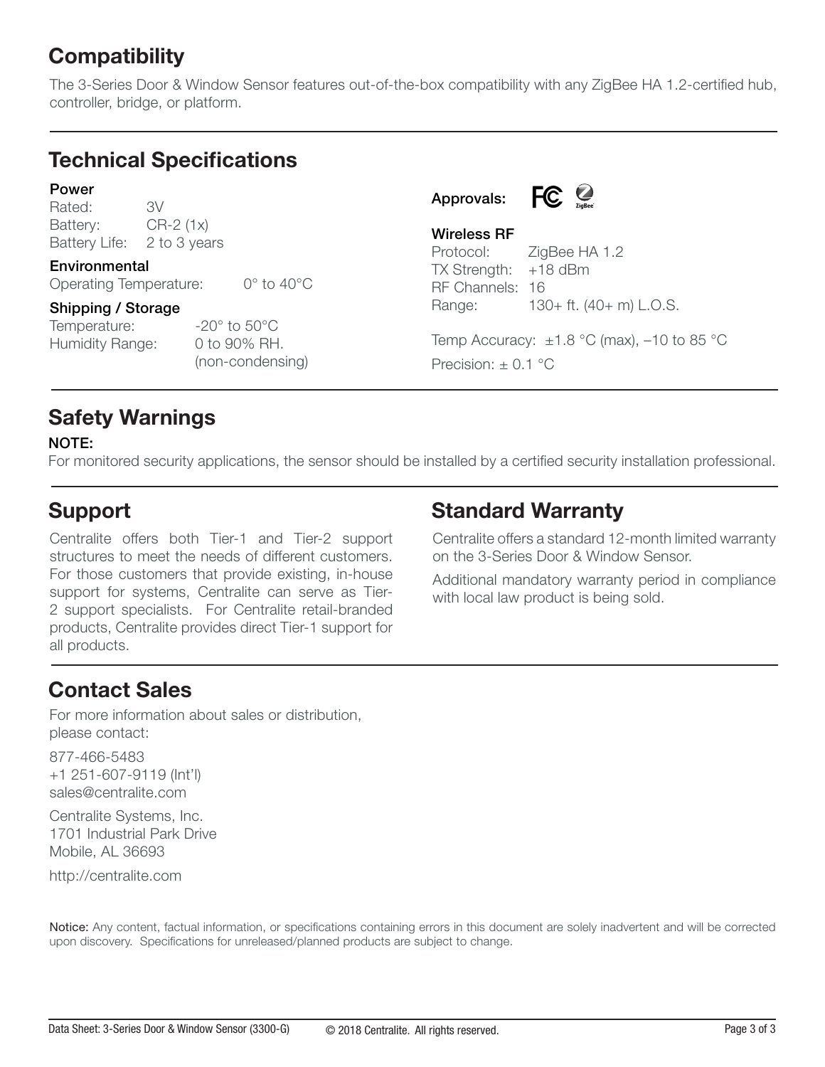## Compatibility

The 3-Series Door & Window Sensor features out-of-the-box compatibility with any ZigBee HA 1.2-certified hub, controller, bridge, or platform.

## Technical Specifications

**Power**

| | |
|---|---|
| Rated: | 3V |
| Battery: | CR-2 (1x) |
| Battery Life: | 2 to 3 years |

**Environmental**

| | |
|---|---|
| Operating Temperature: | 0° to 40°C |

**Shipping / Storage**

| | |
|---|---|
| Temperature: | -20° to 50°C |
| Humidity Range: | 0 to 90% RH. (non-condensing) |

**Approvals:** FC ZigBee

**Wireless RF**

| | |
|---|---|
| Protocol: | ZigBee HA 1.2 |
| TX Strength: | +18 dBm |
| RF Channels: | 16 |
| Range: | 130+ ft. (40+ m) L.O.S. |

Temp Accuracy: ±1.8 °C (max), –10 to 85 °C

Precision: ± 0.1 °C

## Safety Warnings

**NOTE:**

For monitored security applications, the sensor should be installed by a certified security installation professional.

## Support

Centralite offers both Tier-1 and Tier-2 support structures to meet the needs of different customers. For those customers that provide existing, in-house support for systems, Centralite can serve as Tier-2 support specialists. For Centralite retail-branded products, Centralite provides direct Tier-1 support for all products.

## Standard Warranty

Centralite offers a standard 12-month limited warranty on the 3-Series Door & Window Sensor.

Additional mandatory warranty period in compliance with local law product is being sold.

## Contact Sales

For more information about sales or distribution, please contact:

877-466-5483
+1 251-607-9119 (Int'l)
sales@centralite.com

Centralite Systems, Inc.
1701 Industrial Park Drive
Mobile, AL 36693

http://centralite.com

**Notice:** Any content, factual information, or specifications containing errors in this document are solely inadvertent and will be corrected upon discovery. Specifications for unreleased/planned products are subject to change.